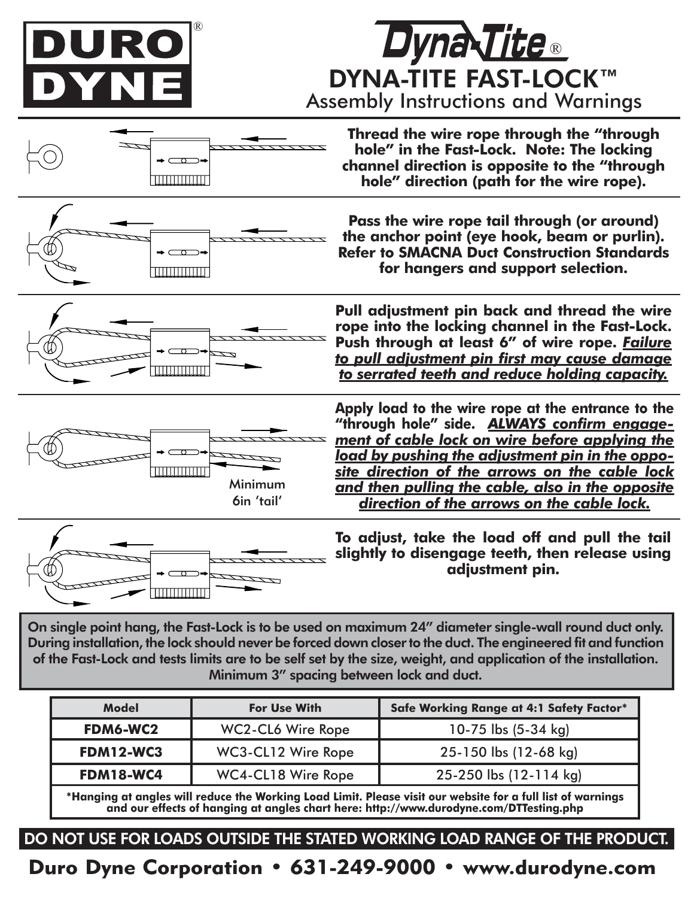# DURO DYNE®

# Dyna-Tite®

## DYNA-TITE FAST-LOCK™

### Assembly Instructions and Warnings

**Thread the wire rope through the "through hole" in the Fast-Lock. Note: The locking channel direction is opposite to the "through hole" direction (path for the wire rope).**

**Pass the wire rope tail through (or around) the anchor point (eye hook, beam or purlin). Refer to SMACNA Duct Construction Standards for hangers and support selection.**

**Pull adjustment pin back and thread the wire rope into the locking channel in the Fast-Lock. Push through at least 6" of wire rope. _Failure to pull adjustment pin first may cause damage to serrated teeth and reduce holding capacity._**

Minimum 6in 'tail'

**Apply load to the wire rope at the entrance to the "through hole" side. _ALWAYS confirm engagement of cable lock on wire before applying the load by pushing the adjustment pin in the opposite direction of the arrows on the cable lock and then pulling the cable, also in the opposite direction of the arrows on the cable lock._**

**To adjust, take the load off and pull the tail slightly to disengage teeth, then release using adjustment pin.**

**On single point hang, the Fast-Lock is to be used on maximum 24" diameter single-wall round duct only. During installation, the lock should never be forced down closer to the duct. The engineered fit and function of the Fast-Lock and tests limits are to be self set by the size, weight, and application of the installation. Minimum 3" spacing between lock and duct.**

| Model | For Use With | Safe Working Range at 4:1 Safety Factor* |
|---|---|---|
| **FDM6-WC2** | WC2-CL6 Wire Rope | 10-75 lbs (5-34 kg) |
| **FDM12-WC3** | WC3-CL12 Wire Rope | 25-150 lbs (12-68 kg) |
| **FDM18-WC4** | WC4-CL18 Wire Rope | 25-250 lbs (12-114 kg) |

**\*Hanging at angles will reduce the Working Load Limit. Please visit our website for a full list of warnings and our effects of hanging at angles chart here: http://www.durodyne.com/DTTesting.php**

**DO NOT USE FOR LOADS OUTSIDE THE STATED WORKING LOAD RANGE OF THE PRODUCT.**

**Duro Dyne Corporation • 631-249-9000 • www.durodyne.com**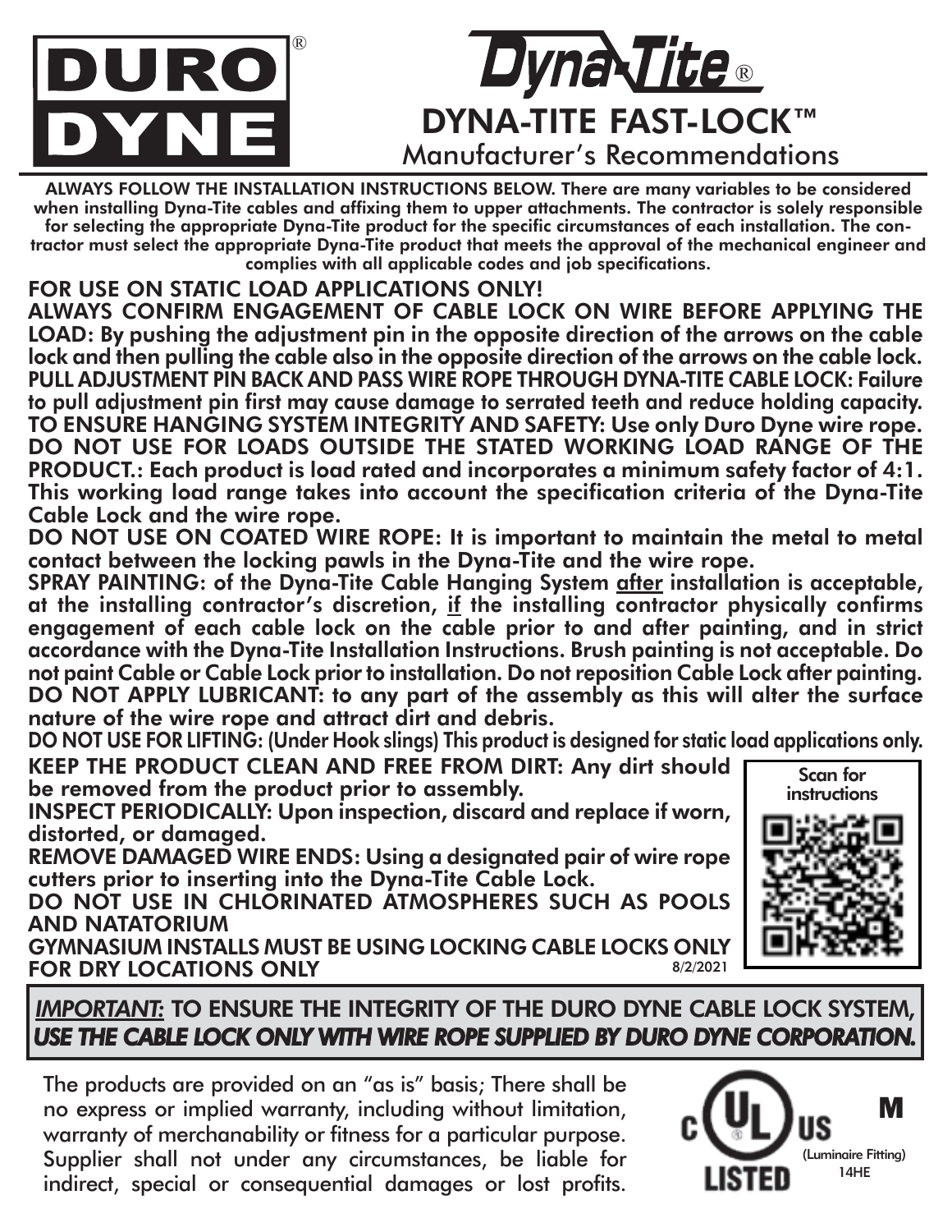# DURO DYNE®

# Dyna-Tite®

## DYNA-TITE FAST-LOCK™

### Manufacturer's Recommendations

**ALWAYS FOLLOW THE INSTALLATION INSTRUCTIONS BELOW. There are many variables to be considered when installing Dyna-Tite cables and affixing them to upper attachments. The contractor is solely responsible for selecting the appropriate Dyna-Tite product for the specific circumstances of each installation. The contractor must select the appropriate Dyna-Tite product that meets the approval of the mechanical engineer and complies with all applicable codes and job specifications.**

**FOR USE ON STATIC LOAD APPLICATIONS ONLY!**

**ALWAYS CONFIRM ENGAGEMENT OF CABLE LOCK ON WIRE BEFORE APPLYING THE LOAD: By pushing the adjustment pin in the opposite direction of the arrows on the cable lock and then pulling the cable also in the opposite direction of the arrows on the cable lock.**

**PULL ADJUSTMENT PIN BACK AND PASS WIRE ROPE THROUGH DYNA-TITE CABLE LOCK: Failure to pull adjustment pin first may cause damage to serrated teeth and reduce holding capacity.**

**TO ENSURE HANGING SYSTEM INTEGRITY AND SAFETY: Use only Duro Dyne wire rope.**

**DO NOT USE FOR LOADS OUTSIDE THE STATED WORKING LOAD RANGE OF THE PRODUCT.: Each product is load rated and incorporates a minimum safety factor of 4:1. This working load range takes into account the specification criteria of the Dyna-Tite Cable Lock and the wire rope.**

**DO NOT USE ON COATED WIRE ROPE: It is important to maintain the metal to metal contact between the locking pawls in the Dyna-Tite and the wire rope.**

**SPRAY PAINTING: of the Dyna-Tite Cable Hanging System <u>after</u> installation is acceptable, at the installing contractor's discretion, <u>if</u> the installing contractor physically confirms engagement of each cable lock on the cable prior to and after painting, and in strict accordance with the Dyna-Tite Installation Instructions. Brush painting is not acceptable. Do not paint Cable or Cable Lock prior to installation. Do not reposition Cable Lock after painting.**

**DO NOT APPLY LUBRICANT: to any part of the assembly as this will alter the surface nature of the wire rope and attract dirt and debris.**

**DO NOT USE FOR LIFTING: (Under Hook slings) This product is designed for static load applications only.**

**KEEP THE PRODUCT CLEAN AND FREE FROM DIRT: Any dirt should be removed from the product prior to assembly.**

**INSPECT PERIODICALLY: Upon inspection, discard and replace if worn, distorted, or damaged.**

**REMOVE DAMAGED WIRE ENDS: Using a designated pair of wire rope cutters prior to inserting into the Dyna-Tite Cable Lock.**

**DO NOT USE IN CHLORINATED ATMOSPHERES SUCH AS POOLS AND NATATORIUM**

**GYMNASIUM INSTALLS MUST BE USING LOCKING CABLE LOCKS ONLY FOR DRY LOCATIONS ONLY**

8/2/2021

Scan for instructions

***IMPORTANT:* TO ENSURE THE INTEGRITY OF THE DURO DYNE CABLE LOCK SYSTEM, *USE THE CABLE LOCK ONLY WITH WIRE ROPE SUPPLIED BY DURO DYNE CORPORATION.***

The products are provided on an "as is" basis; There shall be no express or implied warranty, including without limitation, warranty of merchanability or fitness for a particular purpose. Supplier shall not under any circumstances, be liable for indirect, special or consequential damages or lost profits.

c UL US LISTED M (Luminaire Fitting) 14HE